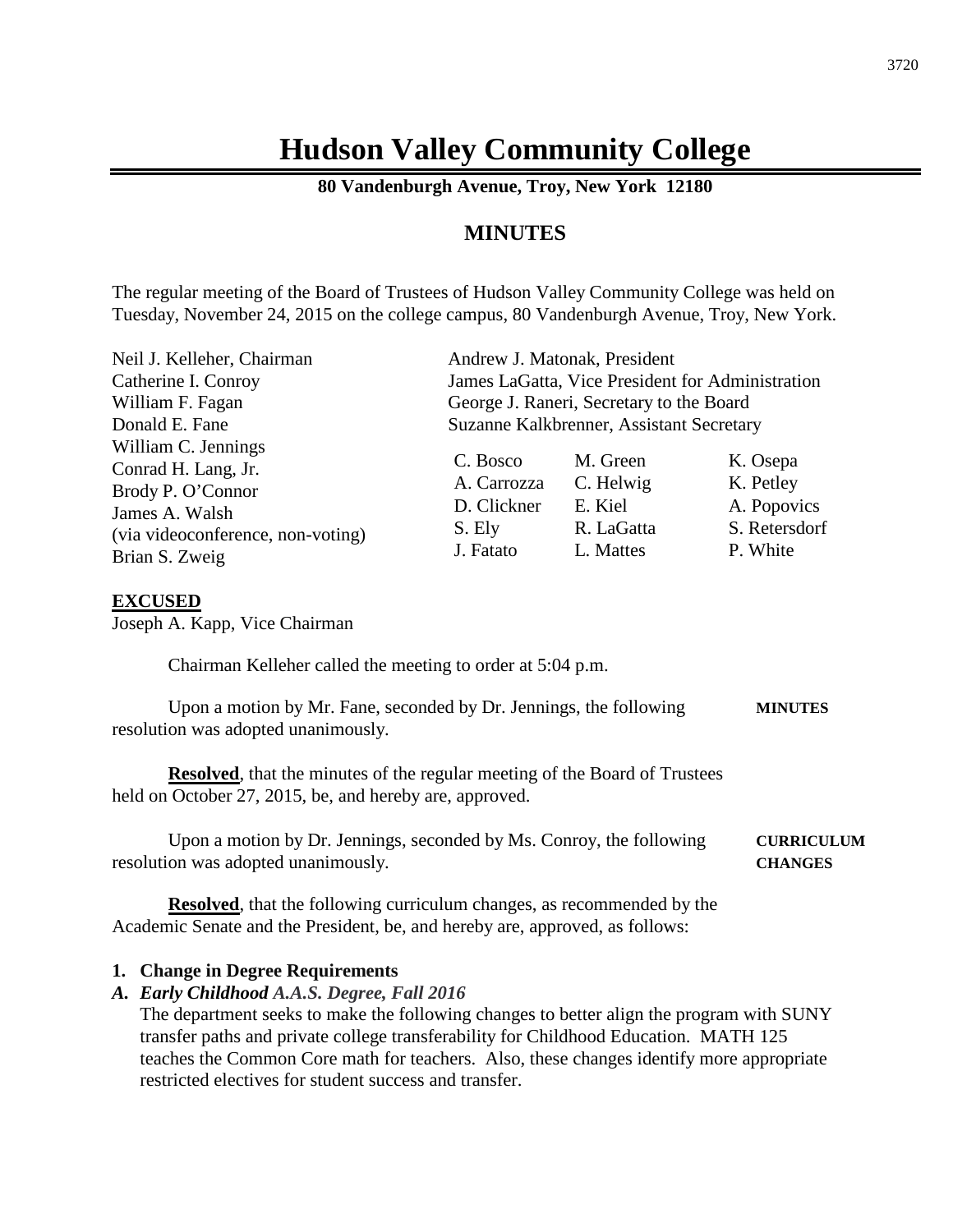# Hudson Valley Community College

**80 Vandenburgh Avenue, Troy, New York 12180**

## MINUTES

The regular meeting of the Board of Trustees of Hudson Valley Community College was held on Tuesday, November 24, 2015 on the college campus, 80 Vandenburgh Avenue, Troy, New York.

Neil J. Kelleher, Chairman
Catherine I. Conroy
William F. Fagan
Donald E. Fane
William C. Jennings
Conrad H. Lang, Jr.
Brody P. O'Connor
James A. Walsh
(via videoconference, non-voting)
Brian S. Zweig

Andrew J. Matonak, President
James LaGatta, Vice President for Administration
George J. Raneri, Secretary to the Board
Suzanne Kalkbrenner, Assistant Secretary

| | | |
|---|---|---|
| C. Bosco | M. Green | K. Osepa |
| A. Carrozza | C. Helwig | K. Petley |
| D. Clickner | E. Kiel | A. Popovics |
| S. Ely | R. LaGatta | S. Retersdorf |
| J. Fatato | L. Mattes | P. White |

**EXCUSED**
Joseph A. Kapp, Vice Chairman

Chairman Kelleher called the meeting to order at 5:04 p.m.

**MINUTES**

Upon a motion by Mr. Fane, seconded by Dr. Jennings, the following resolution was adopted unanimously.

**Resolved**, that the minutes of the regular meeting of the Board of Trustees held on October 27, 2015, be, and hereby are, approved.

**CURRICULUM CHANGES**

Upon a motion by Dr. Jennings, seconded by Ms. Conroy, the following resolution was adopted unanimously.

**Resolved**, that the following curriculum changes, as recommended by the Academic Senate and the President, be, and hereby are, approved, as follows:

**1. Change in Degree Requirements**

***A. Early Childhood A.A.S. Degree, Fall 2016***

The department seeks to make the following changes to better align the program with SUNY transfer paths and private college transferability for Childhood Education. MATH 125 teaches the Common Core math for teachers. Also, these changes identify more appropriate restricted electives for student success and transfer.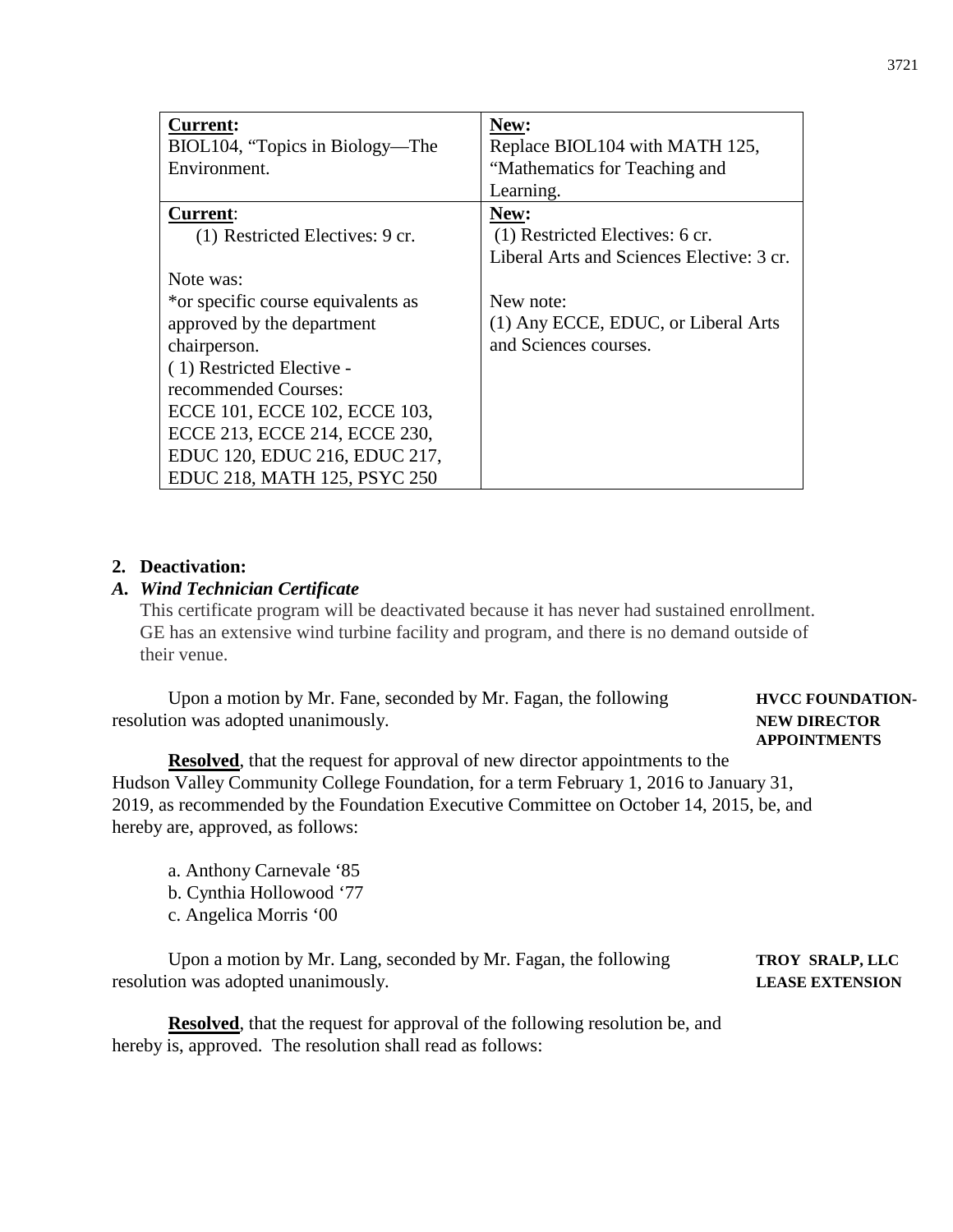| **Current:**<br>BIOL104, "Topics in Biology—The Environment. | **New:**<br>Replace BIOL104 with MATH 125, "Mathematics for Teaching and Learning. |
|---|---|
| **Current**:<br>(1) Restricted Electives: 9 cr.<br><br>Note was:<br>*or specific course equivalents as approved by the department chairperson.<br>( 1) Restricted Elective - recommended Courses:<br>ECCE 101, ECCE 102, ECCE 103, ECCE 213, ECCE 214, ECCE 230, EDUC 120, EDUC 216, EDUC 217, EDUC 218, MATH 125, PSYC 250 | **New:**<br>(1) Restricted Electives: 6 cr.<br>Liberal Arts and Sciences Elective: 3 cr.<br><br>New note:<br>(1) Any ECCE, EDUC, or Liberal Arts and Sciences courses. |

**2. Deactivation:**

***A. Wind Technician Certificate***

This certificate program will be deactivated because it has never had sustained enrollment. GE has an extensive wind turbine facility and program, and there is no demand outside of their venue.

**HVCC FOUNDATION-NEW DIRECTOR APPOINTMENTS**

Upon a motion by Mr. Fane, seconded by Mr. Fagan, the following resolution was adopted unanimously.

**Resolved**, that the request for approval of new director appointments to the Hudson Valley Community College Foundation, for a term February 1, 2016 to January 31, 2019, as recommended by the Foundation Executive Committee on October 14, 2015, be, and hereby are, approved, as follows:

a. Anthony Carnevale '85
b. Cynthia Hollowood '77
c. Angelica Morris '00

**TROY SRALP, LLC LEASE EXTENSION**

Upon a motion by Mr. Lang, seconded by Mr. Fagan, the following resolution was adopted unanimously.

**Resolved**, that the request for approval of the following resolution be, and hereby is, approved. The resolution shall read as follows: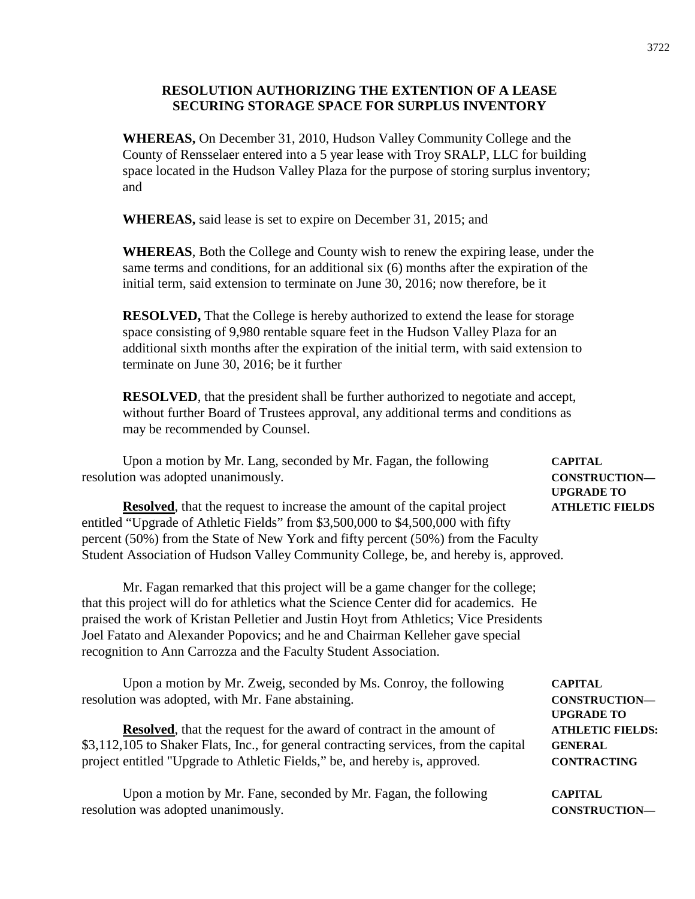## RESOLUTION AUTHORIZING THE EXTENTION OF A LEASE SECURING STORAGE SPACE FOR SURPLUS INVENTORY

**WHEREAS,** On December 31, 2010, Hudson Valley Community College and the County of Rensselaer entered into a 5 year lease with Troy SRALP, LLC for building space located in the Hudson Valley Plaza for the purpose of storing surplus inventory; and

**WHEREAS,** said lease is set to expire on December 31, 2015; and

**WHEREAS**, Both the College and County wish to renew the expiring lease, under the same terms and conditions, for an additional six (6) months after the expiration of the initial term, said extension to terminate on June 30, 2016; now therefore, be it

**RESOLVED,** That the College is hereby authorized to extend the lease for storage space consisting of 9,980 rentable square feet in the Hudson Valley Plaza for an additional sixth months after the expiration of the initial term, with said extension to terminate on June 30, 2016; be it further

**RESOLVED**, that the president shall be further authorized to negotiate and accept, without further Board of Trustees approval, any additional terms and conditions as may be recommended by Counsel.

**CAPITAL CONSTRUCTION—UPGRADE TO ATHLETIC FIELDS**

Upon a motion by Mr. Lang, seconded by Mr. Fagan, the following resolution was adopted unanimously.

**Resolved**, that the request to increase the amount of the capital project entitled "Upgrade of Athletic Fields" from $3,500,000 to $4,500,000 with fifty percent (50%) from the State of New York and fifty percent (50%) from the Faculty Student Association of Hudson Valley Community College, be, and hereby is, approved.

Mr. Fagan remarked that this project will be a game changer for the college; that this project will do for athletics what the Science Center did for academics. He praised the work of Kristan Pelletier and Justin Hoyt from Athletics; Vice Presidents Joel Fatato and Alexander Popovics; and he and Chairman Kelleher gave special recognition to Ann Carrozza and the Faculty Student Association.

**CAPITAL CONSTRUCTION—UPGRADE TO ATHLETIC FIELDS: GENERAL CONTRACTING**

Upon a motion by Mr. Zweig, seconded by Ms. Conroy, the following resolution was adopted, with Mr. Fane abstaining.

**Resolved**, that the request for the award of contract in the amount of $3,112,105 to Shaker Flats, Inc., for general contracting services, from the capital project entitled "Upgrade to Athletic Fields," be, and hereby is, approved.

**CAPITAL CONSTRUCTION—**

Upon a motion by Mr. Fane, seconded by Mr. Fagan, the following resolution was adopted unanimously.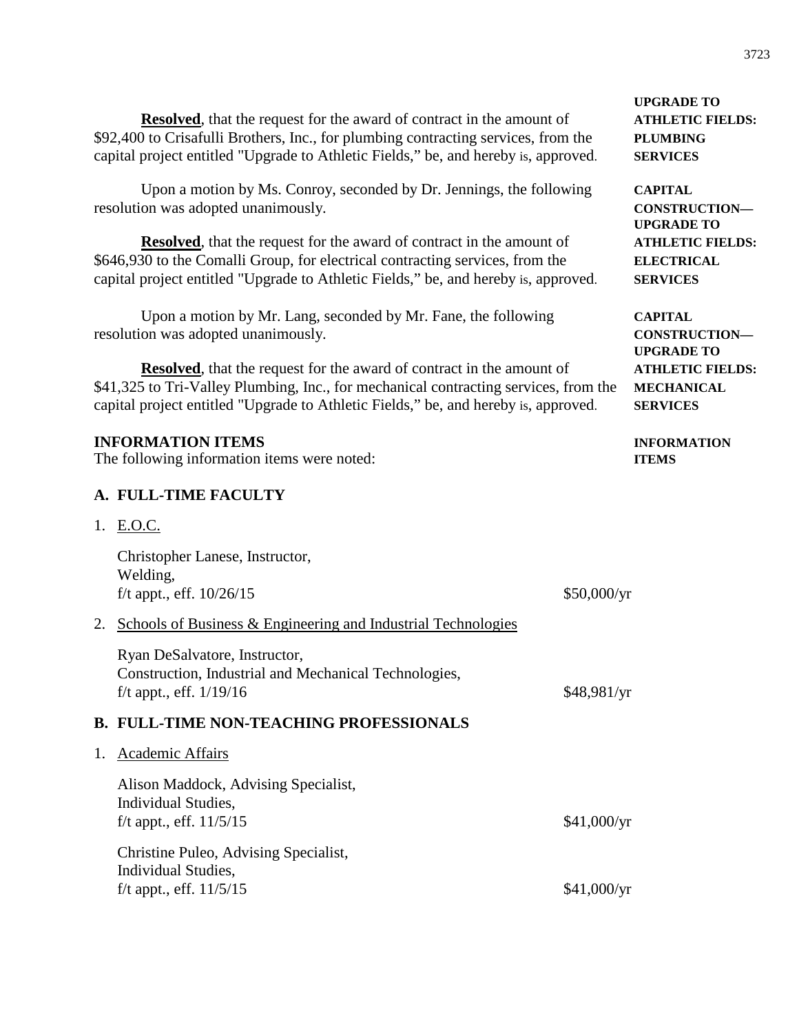**UPGRADE TO ATHLETIC FIELDS: PLUMBING SERVICES**

**Resolved**, that the request for the award of contract in the amount of $92,400 to Crisafulli Brothers, Inc., for plumbing contracting services, from the capital project entitled "Upgrade to Athletic Fields," be, and hereby is, approved.

**CAPITAL CONSTRUCTION—UPGRADE TO ATHLETIC FIELDS: ELECTRICAL SERVICES**

Upon a motion by Ms. Conroy, seconded by Dr. Jennings, the following resolution was adopted unanimously.

**Resolved**, that the request for the award of contract in the amount of $646,930 to the Comalli Group, for electrical contracting services, from the capital project entitled "Upgrade to Athletic Fields," be, and hereby is, approved.

**CAPITAL CONSTRUCTION—UPGRADE TO ATHLETIC FIELDS: MECHANICAL SERVICES**

Upon a motion by Mr. Lang, seconded by Mr. Fane, the following resolution was adopted unanimously.

**Resolved**, that the request for the award of contract in the amount of $41,325 to Tri-Valley Plumbing, Inc., for mechanical contracting services, from the capital project entitled "Upgrade to Athletic Fields," be, and hereby is, approved.

## INFORMATION ITEMS

**INFORMATION ITEMS**

The following information items were noted:

### A. FULL-TIME FACULTY

1. E.O.C.

   Christopher Lanese, Instructor,
   Welding,
   f/t appt., eff. 10/26/15 — $50,000/yr

2. Schools of Business & Engineering and Industrial Technologies

   Ryan DeSalvatore, Instructor,
   Construction, Industrial and Mechanical Technologies,
   f/t appt., eff. 1/19/16 — $48,981/yr

### B. FULL-TIME NON-TEACHING PROFESSIONALS

1. Academic Affairs

   Alison Maddock, Advising Specialist,
   Individual Studies,
   f/t appt., eff. 11/5/15 — $41,000/yr

   Christine Puleo, Advising Specialist,
   Individual Studies,
   f/t appt., eff. 11/5/15 — $41,000/yr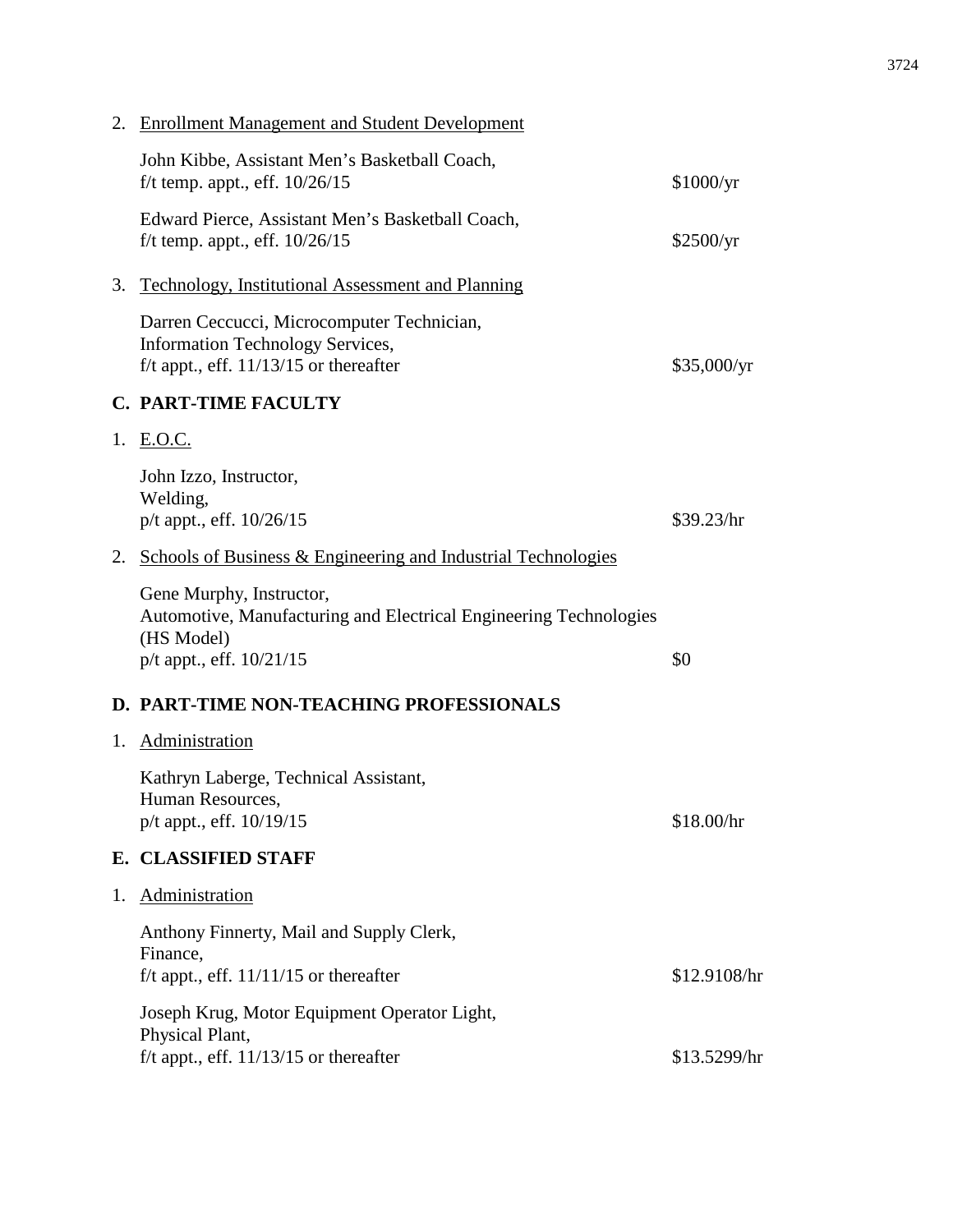2. Enrollment Management and Student Development

John Kibbe, Assistant Men's Basketball Coach,
f/t temp. appt., eff. 10/26/15 — $1000/yr

Edward Pierce, Assistant Men's Basketball Coach,
f/t temp. appt., eff. 10/26/15 — $2500/yr

3. Technology, Institutional Assessment and Planning

Darren Ceccucci, Microcomputer Technician,
Information Technology Services,
f/t appt., eff. 11/13/15 or thereafter — $35,000/yr

## C. PART-TIME FACULTY

1. E.O.C.

John Izzo, Instructor,
Welding,
p/t appt., eff. 10/26/15 — $39.23/hr

2. Schools of Business & Engineering and Industrial Technologies

Gene Murphy, Instructor,
Automotive, Manufacturing and Electrical Engineering Technologies
(HS Model)
p/t appt., eff. 10/21/15 — $0

## D. PART-TIME NON-TEACHING PROFESSIONALS

1. Administration

Kathryn Laberge, Technical Assistant,
Human Resources,
p/t appt., eff. 10/19/15 — $18.00/hr

## E. CLASSIFIED STAFF

1. Administration

Anthony Finnerty, Mail and Supply Clerk,
Finance,
f/t appt., eff. 11/11/15 or thereafter — $12.9108/hr

Joseph Krug, Motor Equipment Operator Light,
Physical Plant,
f/t appt., eff. 11/13/15 or thereafter — $13.5299/hr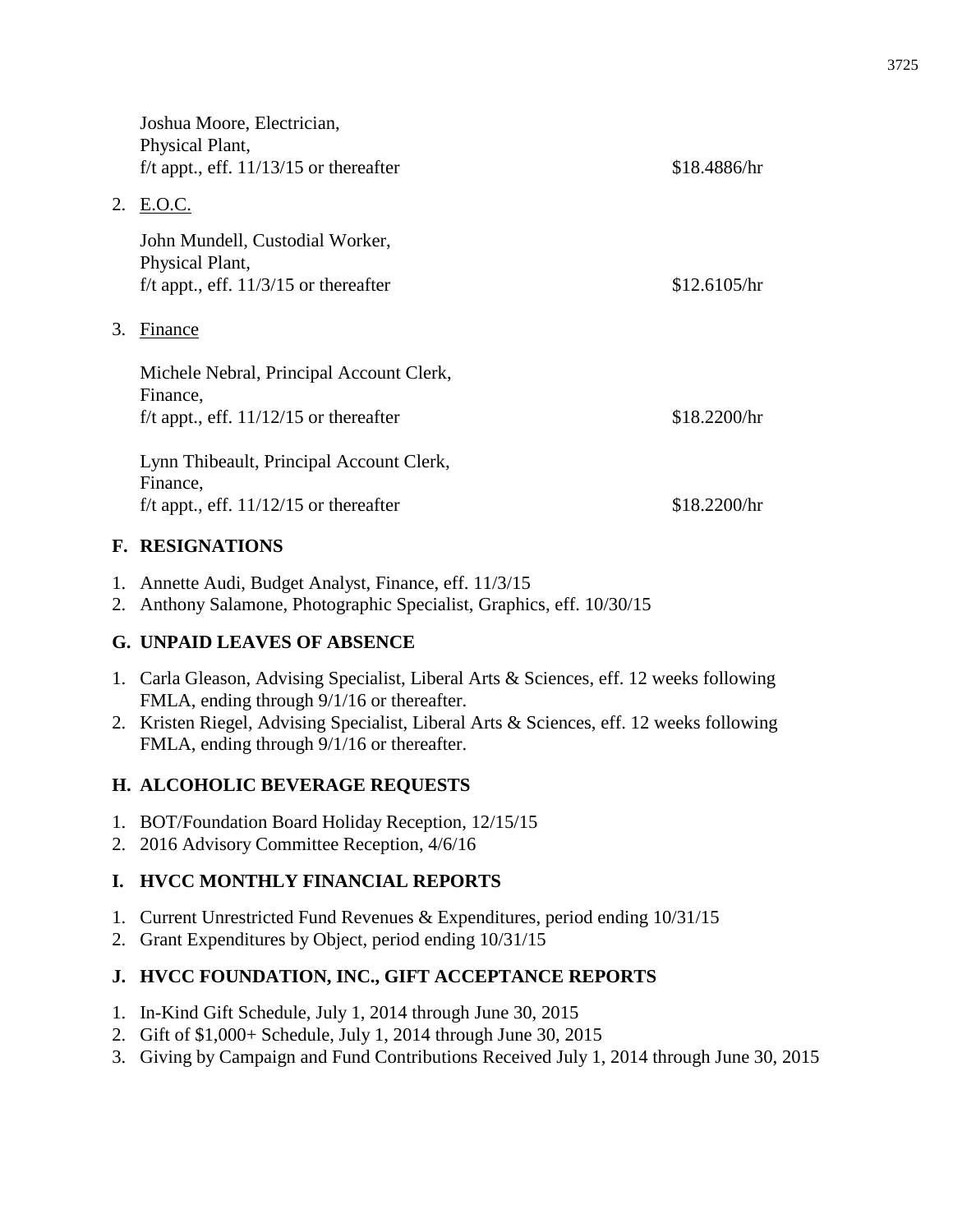Joshua Moore, Electrician,
Physical Plant,
f/t appt., eff. 11/13/15 or thereafter — \$18.4886/hr

2. E.O.C.

John Mundell, Custodial Worker,
Physical Plant,
f/t appt., eff. 11/3/15 or thereafter — \$12.6105/hr

3. Finance

Michele Nebral, Principal Account Clerk,
Finance,
f/t appt., eff. 11/12/15 or thereafter — \$18.2200/hr

Lynn Thibeault, Principal Account Clerk,
Finance,
f/t appt., eff. 11/12/15 or thereafter — \$18.2200/hr

## F. RESIGNATIONS

1. Annette Audi, Budget Analyst, Finance, eff. 11/3/15
2. Anthony Salamone, Photographic Specialist, Graphics, eff. 10/30/15

## G. UNPAID LEAVES OF ABSENCE

1. Carla Gleason, Advising Specialist, Liberal Arts & Sciences, eff. 12 weeks following FMLA, ending through 9/1/16 or thereafter.
2. Kristen Riegel, Advising Specialist, Liberal Arts & Sciences, eff. 12 weeks following FMLA, ending through 9/1/16 or thereafter.

## H. ALCOHOLIC BEVERAGE REQUESTS

1. BOT/Foundation Board Holiday Reception, 12/15/15
2. 2016 Advisory Committee Reception, 4/6/16

## I. HVCC MONTHLY FINANCIAL REPORTS

1. Current Unrestricted Fund Revenues & Expenditures, period ending 10/31/15
2. Grant Expenditures by Object, period ending 10/31/15

## J. HVCC FOUNDATION, INC., GIFT ACCEPTANCE REPORTS

1. In-Kind Gift Schedule, July 1, 2014 through June 30, 2015
2. Gift of \$1,000+ Schedule, July 1, 2014 through June 30, 2015
3. Giving by Campaign and Fund Contributions Received July 1, 2014 through June 30, 2015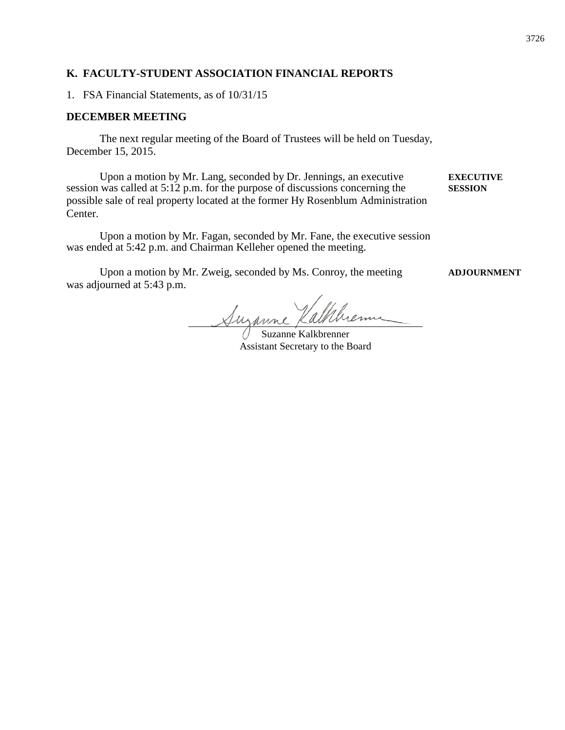## K. FACULTY-STUDENT ASSOCIATION FINANCIAL REPORTS

1. FSA Financial Statements, as of 10/31/15

## DECEMBER MEETING

The next regular meeting of the Board of Trustees will be held on Tuesday, December 15, 2015.

**EXECUTIVE SESSION**

Upon a motion by Mr. Lang, seconded by Dr. Jennings, an executive session was called at 5:12 p.m. for the purpose of discussions concerning the possible sale of real property located at the former Hy Rosenblum Administration Center.

Upon a motion by Mr. Fagan, seconded by Mr. Fane, the executive session was ended at 5:42 p.m. and Chairman Kelleher opened the meeting.

**ADJOURNMENT**

Upon a motion by Mr. Zweig, seconded by Ms. Conroy, the meeting was adjourned at 5:43 p.m.

Suzanne Kalkbrenner
Assistant Secretary to the Board